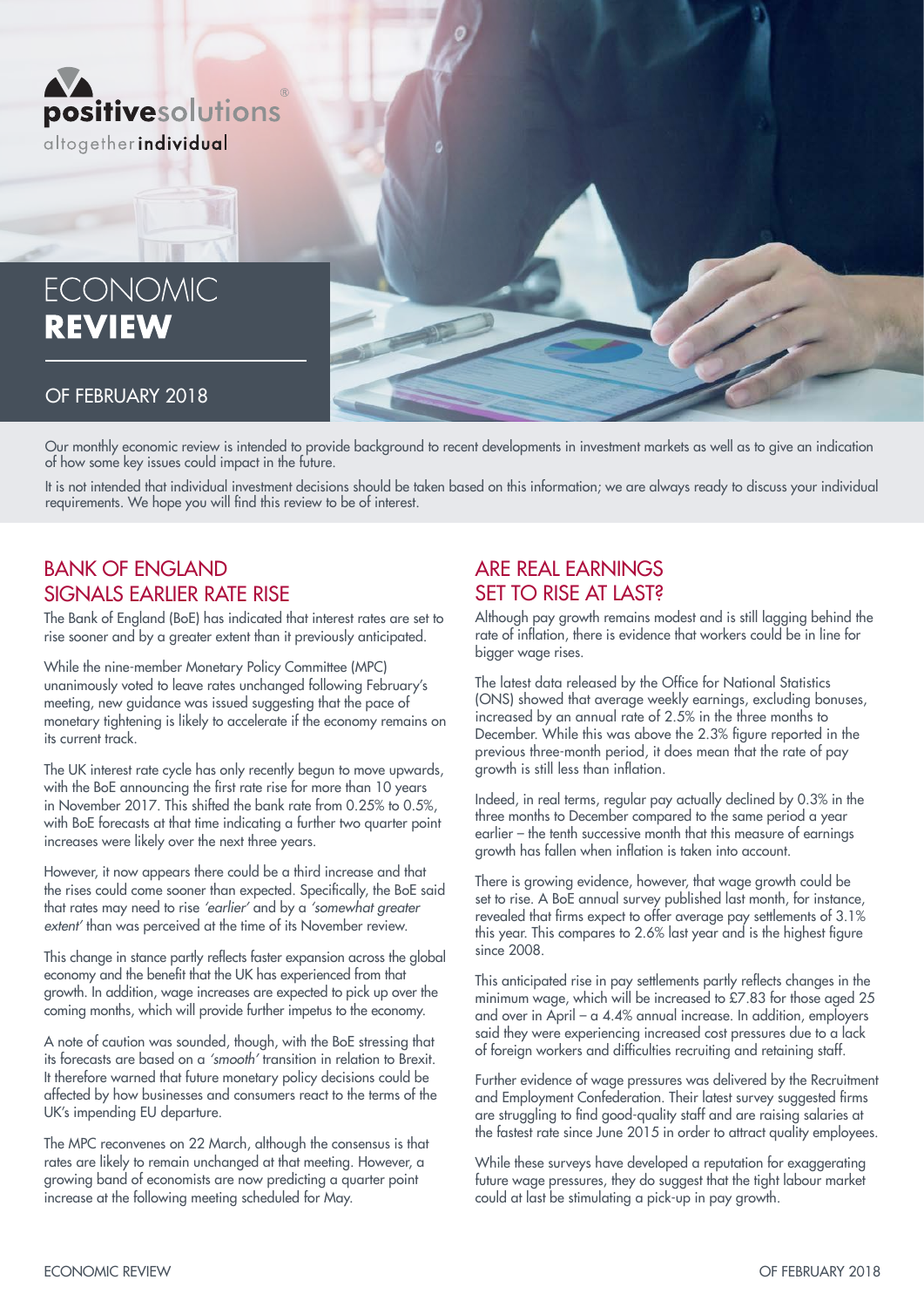positivesolutions®

altogether**individual**

# ECONOMIC **REVIEW**

## OF FEBRUARY 2018

Our monthly economic review is intended to provide background to recent developments in investment markets as well as to give an indication of how some key issues could impact in the future.

It is not intended that individual investment decisions should be taken based on this information; we are always ready to discuss your individual requirements. We hope you will find this review to be of interest.

## BANK OF ENGLAND SIGNALS EARLIER RATE RISE

The Bank of England (BoE) has indicated that interest rates are set to rise sooner and by a greater extent than it previously anticipated.

While the nine-member Monetary Policy Committee (MPC) unanimously voted to leave rates unchanged following February's meeting, new guidance was issued suggesting that the pace of monetary tightening is likely to accelerate if the economy remains on its current track.

The UK interest rate cycle has only recently begun to move upwards, with the BoE announcing the first rate rise for more than 10 years in November 2017. This shifted the bank rate from 0.25% to 0.5%, with BoE forecasts at that time indicating a further two quarter point increases were likely over the next three years.

However, it now appears there could be a third increase and that the rises could come sooner than expected. Specifically, the BoE said that rates may need to rise *'earlier'* and by a *'somewhat greater extent'* than was perceived at the time of its November review.

This change in stance partly reflects faster expansion across the global economy and the benefit that the UK has experienced from that growth. In addition, wage increases are expected to pick up over the coming months, which will provide further impetus to the economy.

A note of caution was sounded, though, with the BoE stressing that its forecasts are based on a *'smooth'* transition in relation to Brexit. It therefore warned that future monetary policy decisions could be affected by how businesses and consumers react to the terms of the UK's impending EU departure.

The MPC reconvenes on 22 March, although the consensus is that rates are likely to remain unchanged at that meeting. However, a growing band of economists are now predicting a quarter point increase at the following meeting scheduled for May.

## ARE REAL EARNINGS SET TO RISE AT LAST?

Although pay growth remains modest and is still lagging behind the rate of inflation, there is evidence that workers could be in line for bigger wage rises.

The latest data released by the Office for National Statistics (ONS) showed that average weekly earnings, excluding bonuses, increased by an annual rate of 2.5% in the three months to December. While this was above the 2.3% figure reported in the previous three-month period, it does mean that the rate of pay growth is still less than inflation.

Indeed, in real terms, regular pay actually declined by 0.3% in the three months to December compared to the same period a year earlier – the tenth successive month that this measure of earnings growth has fallen when inflation is taken into account.

There is growing evidence, however, that wage growth could be set to rise. A BoE annual survey published last month, for instance, revealed that firms expect to offer average pay settlements of 3.1% this year. This compares to 2.6% last year and is the highest figure since 2008.

This anticipated rise in pay settlements partly reflects changes in the minimum wage, which will be increased to £7.83 for those aged 25 and over in April – a 4.4% annual increase. In addition, employers said they were experiencing increased cost pressures due to a lack of foreign workers and difficulties recruiting and retaining staff.

Further evidence of wage pressures was delivered by the Recruitment and Employment Confederation. Their latest survey suggested firms are struggling to find good-quality staff and are raising salaries at the fastest rate since June 2015 in order to attract quality employees.

While these surveys have developed a reputation for exaggerating future wage pressures, they do suggest that the tight labour market could at last be stimulating a pick-up in pay growth.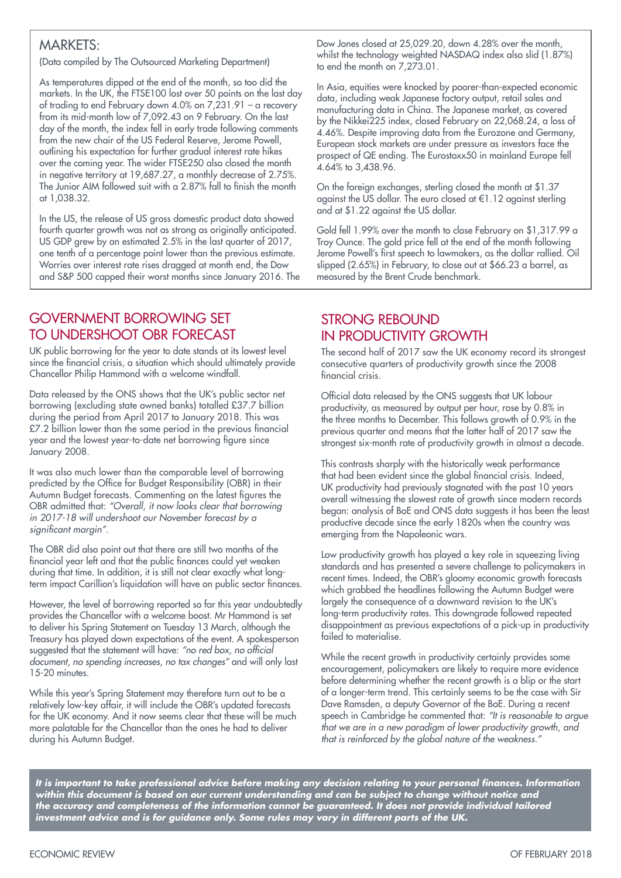## MARKETS:

(Data compiled by The Outsourced Marketing Department)

As temperatures dipped at the end of the month, so too did the markets. In the UK, the FTSE100 lost over 50 points on the last day of trading to end February down 4.0% on 7,231.91 – a recovery from its mid-month low of 7,092.43 on 9 February. On the last day of the month, the index fell in early trade following comments from the new chair of the US Federal Reserve, Jerome Powell, outlining his expectation for further gradual interest rate hikes over the coming year. The wider FTSE250 also closed the month in negative territory at 19,687.27, a monthly decrease of 2.75%. The Junior AIM followed suit with a 2.87% fall to finish the month at 1,038.32.

In the US, the release of US gross domestic product data showed fourth quarter growth was not as strong as originally anticipated. US GDP grew by an estimated 2.5% in the last quarter of 2017, one tenth of a percentage point lower than the previous estimate. Worries over interest rate rises dragged at month end, the Dow and S&P 500 capped their worst months since January 2016. The Dow Jones closed at 25,029.20, down 4.28% over the month, whilst the technology weighted NASDAQ index also slid (1.87%) to end the month on 7,273.01.

In Asia, equities were knocked by poorer-than-expected economic data, including weak Japanese factory output, retail sales and manufacturing data in China. The Japanese market, as covered by the Nikkei225 index, closed February on 22,068.24, a loss of 4.46%. Despite improving data from the Eurozone and Germany, European stock markets are under pressure as investors face the prospect of QE ending. The Eurostoxx50 in mainland Europe fell 4.64% to 3,438.96.

On the foreign exchanges, sterling closed the month at $1.37 against the US dollar. The euro closed at €1.12 against sterling and at $1.22 against the US dollar.

Gold fell 1.99% over the month to close February on $1,317.99 a Troy Ounce. The gold price fell at the end of the month following Jerome Powell's first speech to lawmakers, as the dollar rallied. Oil slipped (2.65%) in February, to close out at $66.23 a barrel, as measured by the Brent Crude benchmark.

## GOVERNMENT BORROWING SET TO UNDERSHOOT OBR FORECAST

UK public borrowing for the year to date stands at its lowest level since the financial crisis, a situation which should ultimately provide Chancellor Philip Hammond with a welcome windfall.

Data released by the ONS shows that the UK's public sector net borrowing (excluding state owned banks) totalled £37.7 billion during the period from April 2017 to January 2018. This was £7.2 billion lower than the same period in the previous financial year and the lowest year-to-date net borrowing figure since January 2008.

It was also much lower than the comparable level of borrowing predicted by the Office for Budget Responsibility (OBR) in their Autumn Budget forecasts. Commenting on the latest figures the OBR admitted that: *"Overall, it now looks clear that borrowing in 2017-18 will undershoot our November forecast by a significant margin"*.

The OBR did also point out that there are still two months of the financial year left and that the public finances could yet weaken during that time. In addition, it is still not clear exactly what long-term impact Carillion's liquidation will have on public sector finances.

However, the level of borrowing reported so far this year undoubtedly provides the Chancellor with a welcome boost. Mr Hammond is set to deliver his Spring Statement on Tuesday 13 March, although the Treasury has played down expectations of the event. A spokesperson suggested that the statement will have: *"no red box, no official document, no spending increases, no tax changes"* and will only last 15-20 minutes.

While this year's Spring Statement may therefore turn out to be a relatively low-key affair, it will include the OBR's updated forecasts for the UK economy. And it now seems clear that these will be much more palatable for the Chancellor than the ones he had to deliver during his Autumn Budget.

## STRONG REBOUND IN PRODUCTIVITY GROWTH

The second half of 2017 saw the UK economy record its strongest consecutive quarters of productivity growth since the 2008 financial crisis.

Official data released by the ONS suggests that UK labour productivity, as measured by output per hour, rose by 0.8% in the three months to December. This follows growth of 0.9% in the previous quarter and means that the latter half of 2017 saw the strongest six-month rate of productivity growth in almost a decade.

This contrasts sharply with the historically weak performance that had been evident since the global financial crisis. Indeed, UK productivity had previously stagnated with the past 10 years overall witnessing the slowest rate of growth since modern records began: analysis of BoE and ONS data suggests it has been the least productive decade since the early 1820s when the country was emerging from the Napoleonic wars.

Low productivity growth has played a key role in squeezing living standards and has presented a severe challenge to policymakers in recent times. Indeed, the OBR's gloomy economic growth forecasts which grabbed the headlines following the Autumn Budget were largely the consequence of a downward revision to the UK's long-term productivity rates. This downgrade followed repeated disappointment as previous expectations of a pick-up in productivity failed to materialise.

While the recent growth in productivity certainly provides some encouragement, policymakers are likely to require more evidence before determining whether the recent growth is a blip or the start of a longer-term trend. This certainly seems to be the case with Sir Dave Ramsden, a deputy Governor of the BoE. During a recent speech in Cambridge he commented that: *"It is reasonable to argue that we are in a new paradigm of lower productivity growth, and that is reinforced by the global nature of the weakness."*

***It is important to take professional advice before making any decision relating to your personal finances. Information within this document is based on our current understanding and can be subject to change without notice and the accuracy and completeness of the information cannot be guaranteed. It does not provide individual tailored investment advice and is for guidance only. Some rules may vary in different parts of the UK.***